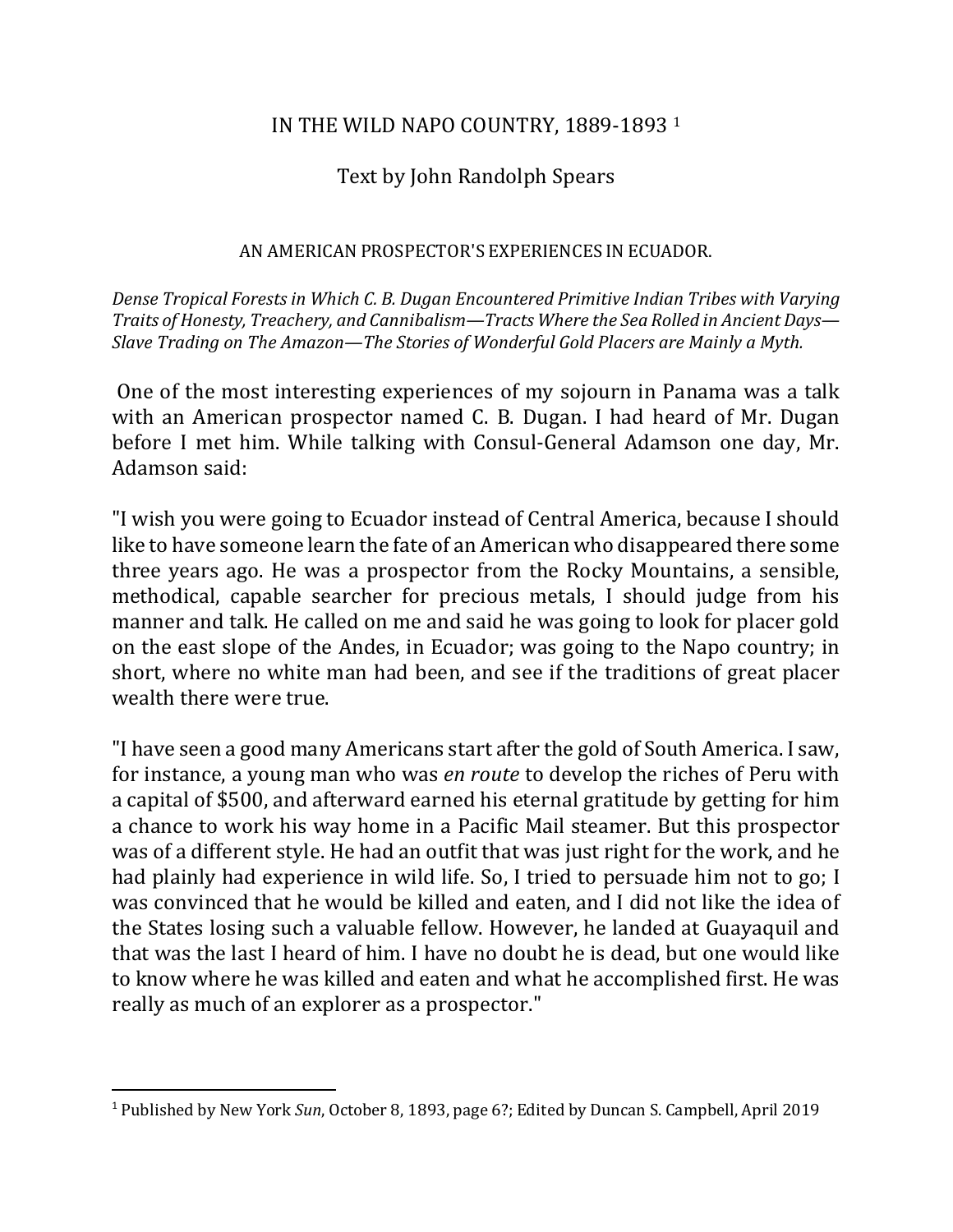# IN THE WILD NAPO COUNTRY, 1889-1893 [1]

## Text by John Randolph Spears

### AN AMERICAN PROSPECTOR'S EXPERIENCES IN ECUADOR.

*Dense Tropical Forests in Which C. B. Dugan Encountered Primitive Indian Tribes with Varying Traits of Honesty, Treachery, and Cannibalism—Tracts Where the Sea Rolled in Ancient Days—Slave Trading on The Amazon—The Stories of Wonderful Gold Placers are Mainly a Myth.*

One of the most interesting experiences of my sojourn in Panama was a talk with an American prospector named C. B. Dugan. I had heard of Mr. Dugan before I met him. While talking with Consul-General Adamson one day, Mr. Adamson said:

"I wish you were going to Ecuador instead of Central America, because I should like to have someone learn the fate of an American who disappeared there some three years ago. He was a prospector from the Rocky Mountains, a sensible, methodical, capable searcher for precious metals, I should judge from his manner and talk. He called on me and said he was going to look for placer gold on the east slope of the Andes, in Ecuador; was going to the Napo country; in short, where no white man had been, and see if the traditions of great placer wealth there were true.

"I have seen a good many Americans start after the gold of South America. I saw, for instance, a young man who was *en route* to develop the riches of Peru with a capital of $500, and afterward earned his eternal gratitude by getting for him a chance to work his way home in a Pacific Mail steamer. But this prospector was of a different style. He had an outfit that was just right for the work, and he had plainly had experience in wild life. So, I tried to persuade him not to go; I was convinced that he would be killed and eaten, and I did not like the idea of the States losing such a valuable fellow. However, he landed at Guayaquil and that was the last I heard of him. I have no doubt he is dead, but one would like to know where he was killed and eaten and what he accomplished first. He was really as much of an explorer as a prospector."

---

[1] Published by New York *Sun*, October 8, 1893, page 6?; Edited by Duncan S. Campbell, April 2019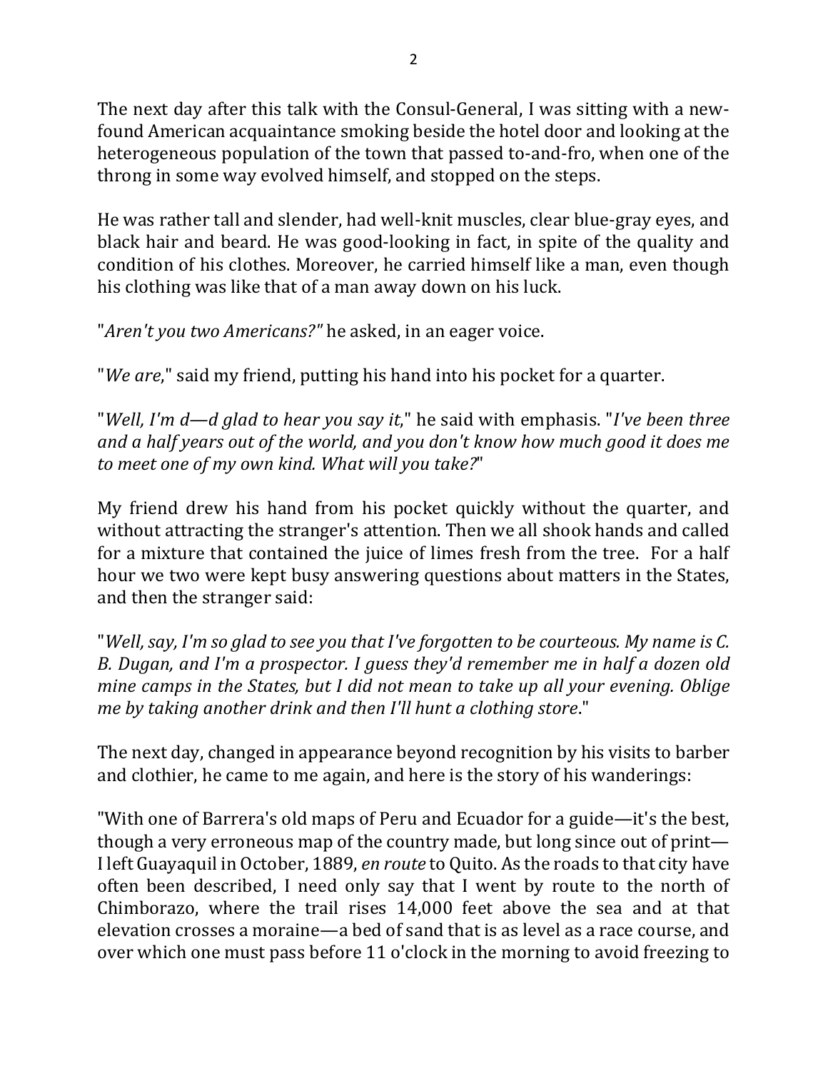The next day after this talk with the Consul-General, I was sitting with a new-found American acquaintance smoking beside the hotel door and looking at the heterogeneous population of the town that passed to-and-fro, when one of the throng in some way evolved himself, and stopped on the steps.

He was rather tall and slender, had well-knit muscles, clear blue-gray eyes, and black hair and beard. He was good-looking in fact, in spite of the quality and condition of his clothes. Moreover, he carried himself like a man, even though his clothing was like that of a man away down on his luck.

"*Aren't you two Americans?*" he asked, in an eager voice.

"*We are*," said my friend, putting his hand into his pocket for a quarter.

"*Well, I'm d—d glad to hear you say it*," he said with emphasis. "*I've been three and a half years out of the world, and you don't know how much good it does me to meet one of my own kind. What will you take?*"

My friend drew his hand from his pocket quickly without the quarter, and without attracting the stranger's attention. Then we all shook hands and called for a mixture that contained the juice of limes fresh from the tree. For a half hour we two were kept busy answering questions about matters in the States, and then the stranger said:

"*Well, say, I'm so glad to see you that I've forgotten to be courteous. My name is C. B. Dugan, and I'm a prospector. I guess they'd remember me in half a dozen old mine camps in the States, but I did not mean to take up all your evening. Oblige me by taking another drink and then I'll hunt a clothing store*."

The next day, changed in appearance beyond recognition by his visits to barber and clothier, he came to me again, and here is the story of his wanderings:

"With one of Barrera's old maps of Peru and Ecuador for a guide—it's the best, though a very erroneous map of the country made, but long since out of print—I left Guayaquil in October, 1889, *en route* to Quito. As the roads to that city have often been described, I need only say that I went by route to the north of Chimborazo, where the trail rises 14,000 feet above the sea and at that elevation crosses a moraine—a bed of sand that is as level as a race course, and over which one must pass before 11 o'clock in the morning to avoid freezing to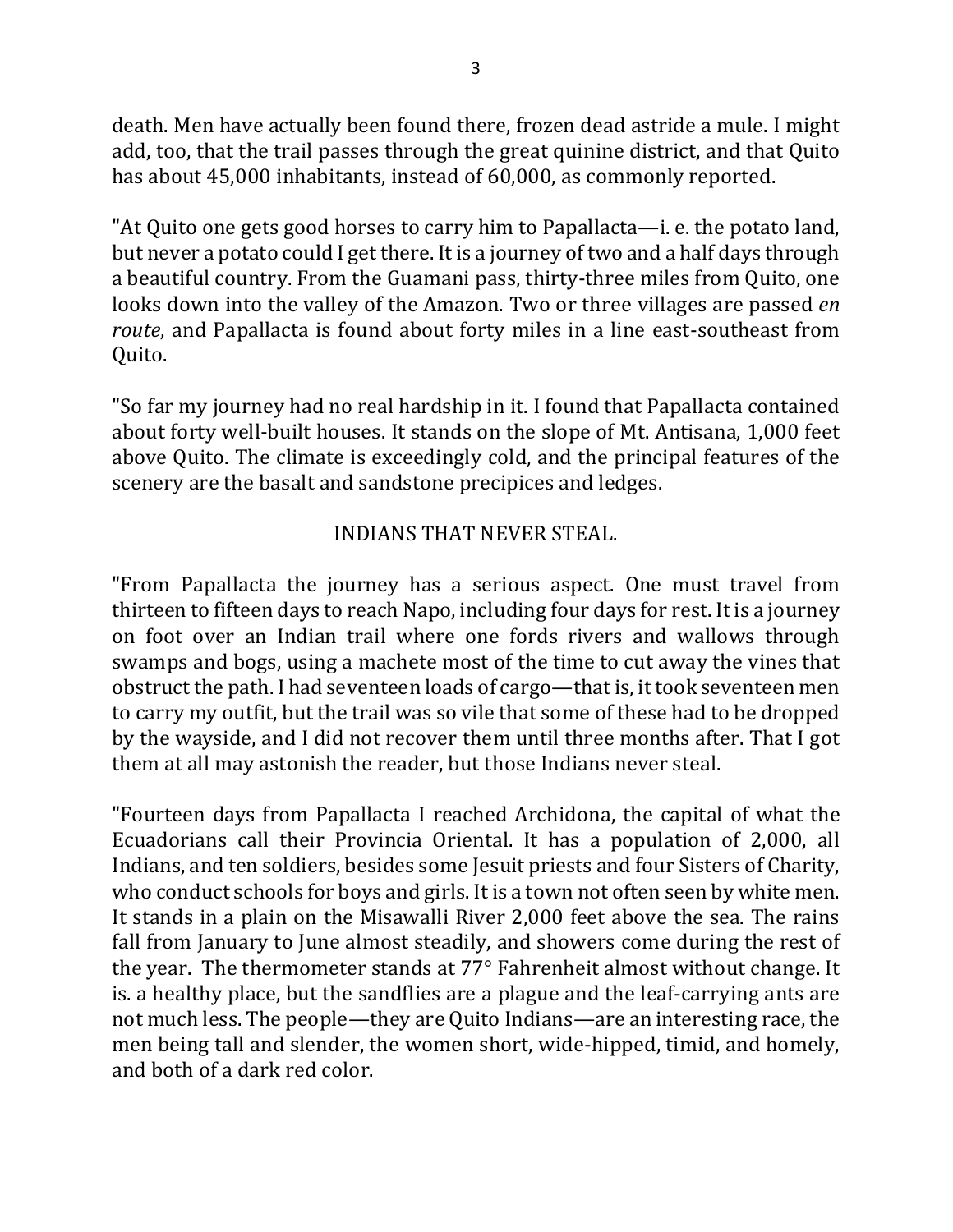death. Men have actually been found there, frozen dead astride a mule. I might add, too, that the trail passes through the great quinine district, and that Quito has about 45,000 inhabitants, instead of 60,000, as commonly reported.

"At Quito one gets good horses to carry him to Papallacta—i. e. the potato land, but never a potato could I get there. It is a journey of two and a half days through a beautiful country. From the Guamani pass, thirty-three miles from Quito, one looks down into the valley of the Amazon. Two or three villages are passed *en route*, and Papallacta is found about forty miles in a line east-southeast from Quito.

"So far my journey had no real hardship in it. I found that Papallacta contained about forty well-built houses. It stands on the slope of Mt. Antisana, 1,000 feet above Quito. The climate is exceedingly cold, and the principal features of the scenery are the basalt and sandstone precipices and ledges.

## INDIANS THAT NEVER STEAL.

"From Papallacta the journey has a serious aspect. One must travel from thirteen to fifteen days to reach Napo, including four days for rest. It is a journey on foot over an Indian trail where one fords rivers and wallows through swamps and bogs, using a machete most of the time to cut away the vines that obstruct the path. I had seventeen loads of cargo—that is, it took seventeen men to carry my outfit, but the trail was so vile that some of these had to be dropped by the wayside, and I did not recover them until three months after. That I got them at all may astonish the reader, but those Indians never steal.

"Fourteen days from Papallacta I reached Archidona, the capital of what the Ecuadorians call their Provincia Oriental. It has a population of 2,000, all Indians, and ten soldiers, besides some Jesuit priests and four Sisters of Charity, who conduct schools for boys and girls. It is a town not often seen by white men. It stands in a plain on the Misawalli River 2,000 feet above the sea. The rains fall from January to June almost steadily, and showers come during the rest of the year. The thermometer stands at 77° Fahrenheit almost without change. It is. a healthy place, but the sandflies are a plague and the leaf-carrying ants are not much less. The people—they are Quito Indians—are an interesting race, the men being tall and slender, the women short, wide-hipped, timid, and homely, and both of a dark red color.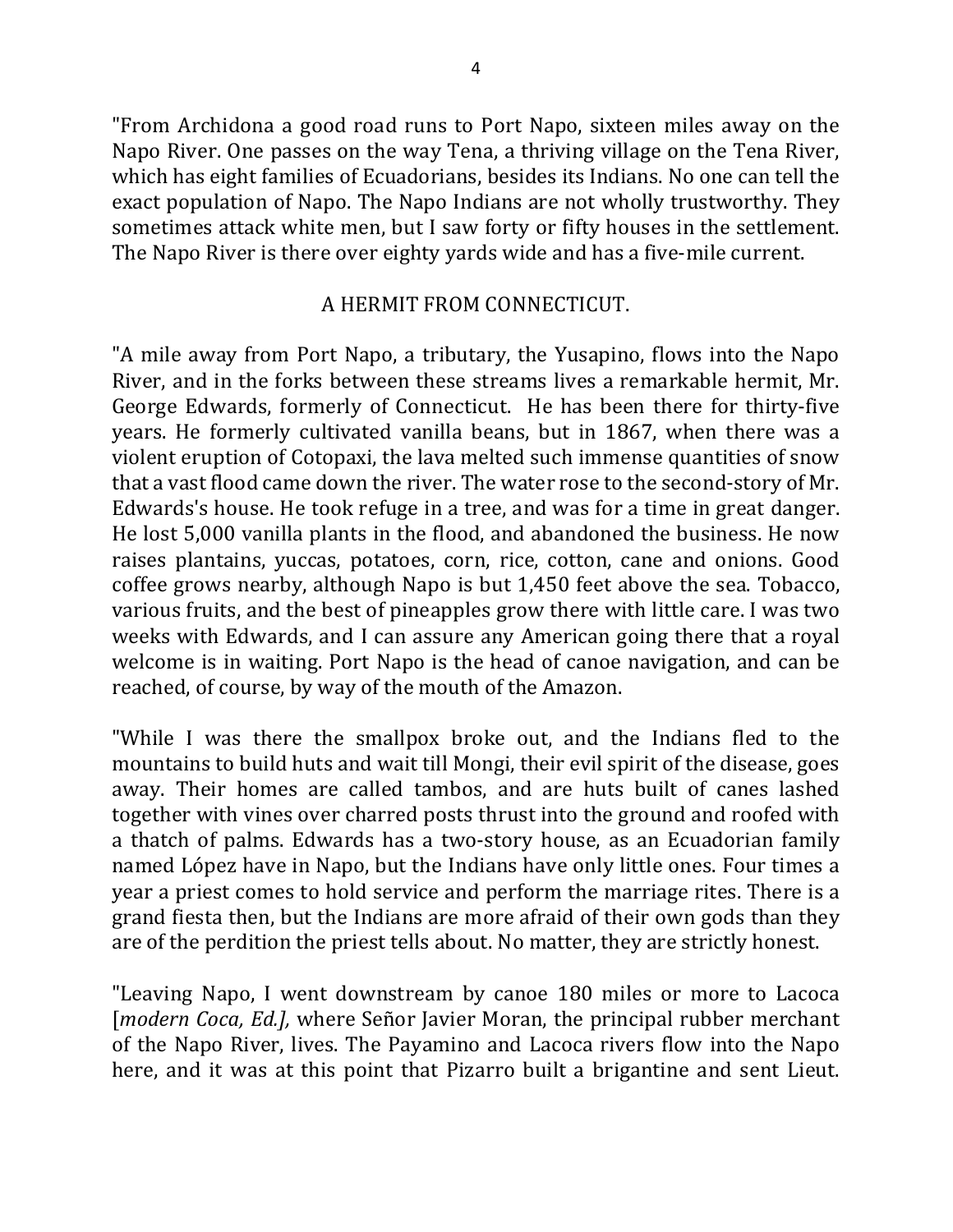"From Archidona a good road runs to Port Napo, sixteen miles away on the Napo River. One passes on the way Tena, a thriving village on the Tena River, which has eight families of Ecuadorians, besides its Indians. No one can tell the exact population of Napo. The Napo Indians are not wholly trustworthy. They sometimes attack white men, but I saw forty or fifty houses in the settlement. The Napo River is there over eighty yards wide and has a five-mile current.

## A HERMIT FROM CONNECTICUT.

"A mile away from Port Napo, a tributary, the Yusapino, flows into the Napo River, and in the forks between these streams lives a remarkable hermit, Mr. George Edwards, formerly of Connecticut. He has been there for thirty-five years. He formerly cultivated vanilla beans, but in 1867, when there was a violent eruption of Cotopaxi, the lava melted such immense quantities of snow that a vast flood came down the river. The water rose to the second-story of Mr. Edwards's house. He took refuge in a tree, and was for a time in great danger. He lost 5,000 vanilla plants in the flood, and abandoned the business. He now raises plantains, yuccas, potatoes, corn, rice, cotton, cane and onions. Good coffee grows nearby, although Napo is but 1,450 feet above the sea. Tobacco, various fruits, and the best of pineapples grow there with little care. I was two weeks with Edwards, and I can assure any American going there that a royal welcome is in waiting. Port Napo is the head of canoe navigation, and can be reached, of course, by way of the mouth of the Amazon.

"While I was there the smallpox broke out, and the Indians fled to the mountains to build huts and wait till Mongi, their evil spirit of the disease, goes away. Their homes are called tambos, and are huts built of canes lashed together with vines over charred posts thrust into the ground and roofed with a thatch of palms. Edwards has a two-story house, as an Ecuadorian family named López have in Napo, but the Indians have only little ones. Four times a year a priest comes to hold service and perform the marriage rites. There is a grand fiesta then, but the Indians are more afraid of their own gods than they are of the perdition the priest tells about. No matter, they are strictly honest.

"Leaving Napo, I went downstream by canoe 180 miles or more to Lacoca [*modern Coca, Ed.*], where Señor Javier Moran, the principal rubber merchant of the Napo River, lives. The Payamino and Lacoca rivers flow into the Napo here, and it was at this point that Pizarro built a brigantine and sent Lieut.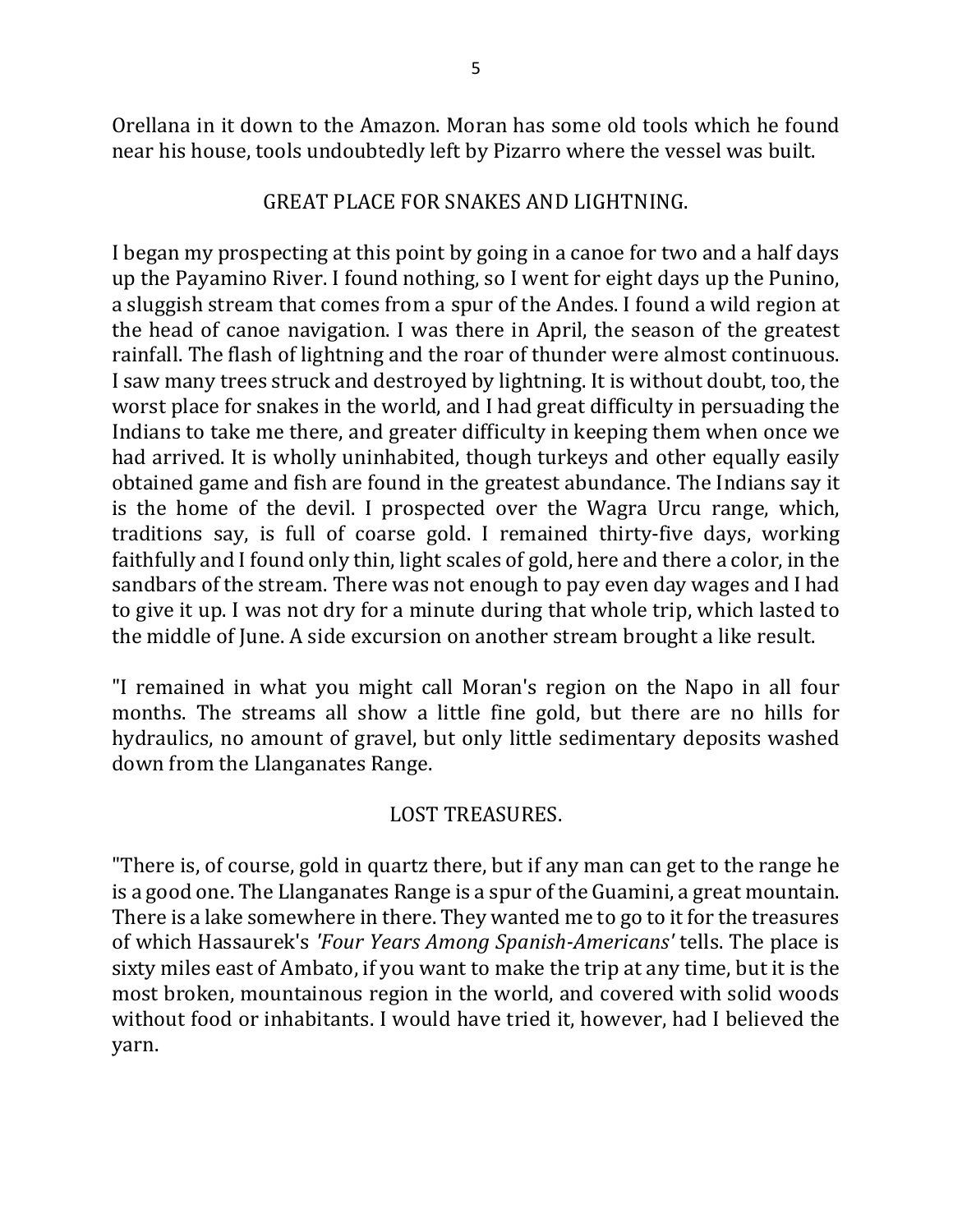Orellana in it down to the Amazon. Moran has some old tools which he found near his house, tools undoubtedly left by Pizarro where the vessel was built.

## GREAT PLACE FOR SNAKES AND LIGHTNING.

I began my prospecting at this point by going in a canoe for two and a half days up the Payamino River. I found nothing, so I went for eight days up the Punino, a sluggish stream that comes from a spur of the Andes. I found a wild region at the head of canoe navigation. I was there in April, the season of the greatest rainfall. The flash of lightning and the roar of thunder were almost continuous. I saw many trees struck and destroyed by lightning. It is without doubt, too, the worst place for snakes in the world, and I had great difficulty in persuading the Indians to take me there, and greater difficulty in keeping them when once we had arrived. It is wholly uninhabited, though turkeys and other equally easily obtained game and fish are found in the greatest abundance. The Indians say it is the home of the devil. I prospected over the Wagra Urcu range, which, traditions say, is full of coarse gold. I remained thirty-five days, working faithfully and I found only thin, light scales of gold, here and there a color, in the sandbars of the stream. There was not enough to pay even day wages and I had to give it up. I was not dry for a minute during that whole trip, which lasted to the middle of June. A side excursion on another stream brought a like result.

"I remained in what you might call Moran's region on the Napo in all four months. The streams all show a little fine gold, but there are no hills for hydraulics, no amount of gravel, but only little sedimentary deposits washed down from the Llanganates Range.

## LOST TREASURES.

"There is, of course, gold in quartz there, but if any man can get to the range he is a good one. The Llanganates Range is a spur of the Guamini, a great mountain. There is a lake somewhere in there. They wanted me to go to it for the treasures of which Hassaurek's *'Four Years Among Spanish-Americans'* tells. The place is sixty miles east of Ambato, if you want to make the trip at any time, but it is the most broken, mountainous region in the world, and covered with solid woods without food or inhabitants. I would have tried it, however, had I believed the yarn.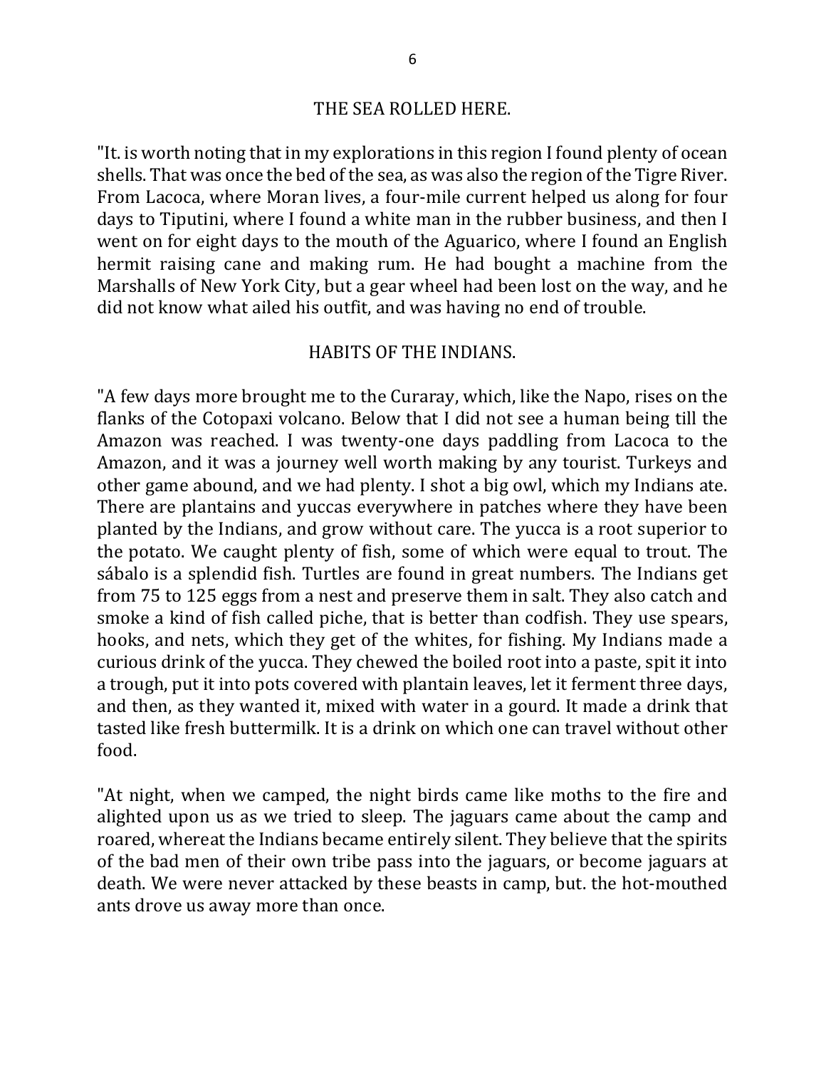## THE SEA ROLLED HERE.

"It. is worth noting that in my explorations in this region I found plenty of ocean shells. That was once the bed of the sea, as was also the region of the Tigre River. From Lacoca, where Moran lives, a four-mile current helped us along for four days to Tiputini, where I found a white man in the rubber business, and then I went on for eight days to the mouth of the Aguarico, where I found an English hermit raising cane and making rum. He had bought a machine from the Marshalls of New York City, but a gear wheel had been lost on the way, and he did not know what ailed his outfit, and was having no end of trouble.

## HABITS OF THE INDIANS.

"A few days more brought me to the Curaray, which, like the Napo, rises on the flanks of the Cotopaxi volcano. Below that I did not see a human being till the Amazon was reached. I was twenty-one days paddling from Lacoca to the Amazon, and it was a journey well worth making by any tourist. Turkeys and other game abound, and we had plenty. I shot a big owl, which my Indians ate. There are plantains and yuccas everywhere in patches where they have been planted by the Indians, and grow without care. The yucca is a root superior to the potato. We caught plenty of fish, some of which were equal to trout. The sábalo is a splendid fish. Turtles are found in great numbers. The Indians get from 75 to 125 eggs from a nest and preserve them in salt. They also catch and smoke a kind of fish called piche, that is better than codfish. They use spears, hooks, and nets, which they get of the whites, for fishing. My Indians made a curious drink of the yucca. They chewed the boiled root into a paste, spit it into a trough, put it into pots covered with plantain leaves, let it ferment three days, and then, as they wanted it, mixed with water in a gourd. It made a drink that tasted like fresh buttermilk. It is a drink on which one can travel without other food.

"At night, when we camped, the night birds came like moths to the fire and alighted upon us as we tried to sleep. The jaguars came about the camp and roared, whereat the Indians became entirely silent. They believe that the spirits of the bad men of their own tribe pass into the jaguars, or become jaguars at death. We were never attacked by these beasts in camp, but. the hot-mouthed ants drove us away more than once.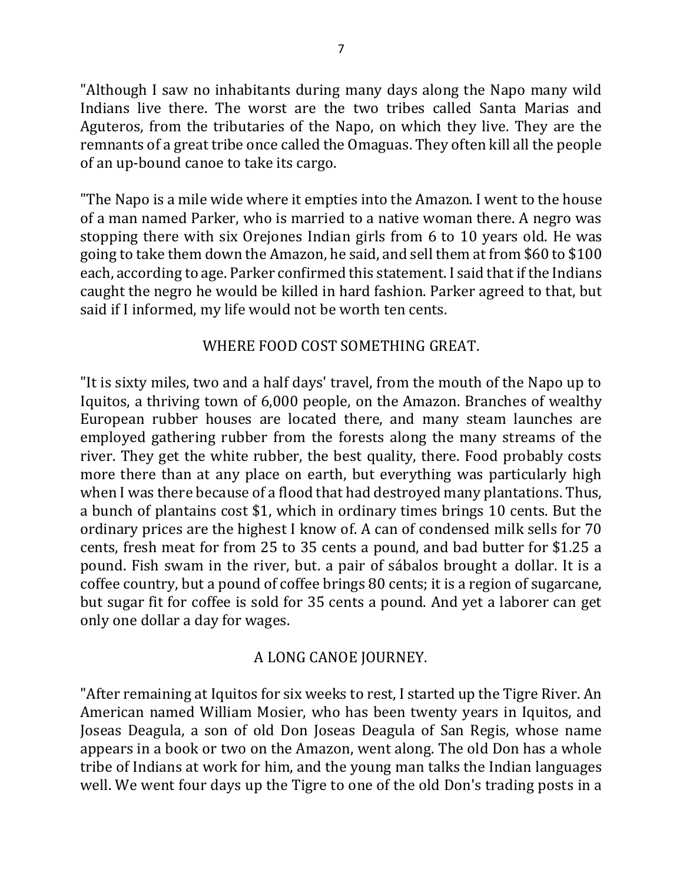"Although I saw no inhabitants during many days along the Napo many wild Indians live there. The worst are the two tribes called Santa Marias and Aguteros, from the tributaries of the Napo, on which they live. They are the remnants of a great tribe once called the Omaguas. They often kill all the people of an up-bound canoe to take its cargo.

"The Napo is a mile wide where it empties into the Amazon. I went to the house of a man named Parker, who is married to a native woman there. A negro was stopping there with six Orejones Indian girls from 6 to 10 years old. He was going to take them down the Amazon, he said, and sell them at from $60 to $100 each, according to age. Parker confirmed this statement. I said that if the Indians caught the negro he would be killed in hard fashion. Parker agreed to that, but said if I informed, my life would not be worth ten cents.

## WHERE FOOD COST SOMETHING GREAT.

"It is sixty miles, two and a half days' travel, from the mouth of the Napo up to Iquitos, a thriving town of 6,000 people, on the Amazon. Branches of wealthy European rubber houses are located there, and many steam launches are employed gathering rubber from the forests along the many streams of the river. They get the white rubber, the best quality, there. Food probably costs more there than at any place on earth, but everything was particularly high when I was there because of a flood that had destroyed many plantations. Thus, a bunch of plantains cost $1, which in ordinary times brings 10 cents. But the ordinary prices are the highest I know of. A can of condensed milk sells for 70 cents, fresh meat for from 25 to 35 cents a pound, and bad butter for $1.25 a pound. Fish swam in the river, but. a pair of sábalos brought a dollar. It is a coffee country, but a pound of coffee brings 80 cents; it is a region of sugarcane, but sugar fit for coffee is sold for 35 cents a pound. And yet a laborer can get only one dollar a day for wages.

## A LONG CANOE JOURNEY.

"After remaining at Iquitos for six weeks to rest, I started up the Tigre River. An American named William Mosier, who has been twenty years in Iquitos, and Joseas Deagula, a son of old Don Joseas Deagula of San Regis, whose name appears in a book or two on the Amazon, went along. The old Don has a whole tribe of Indians at work for him, and the young man talks the Indian languages well. We went four days up the Tigre to one of the old Don's trading posts in a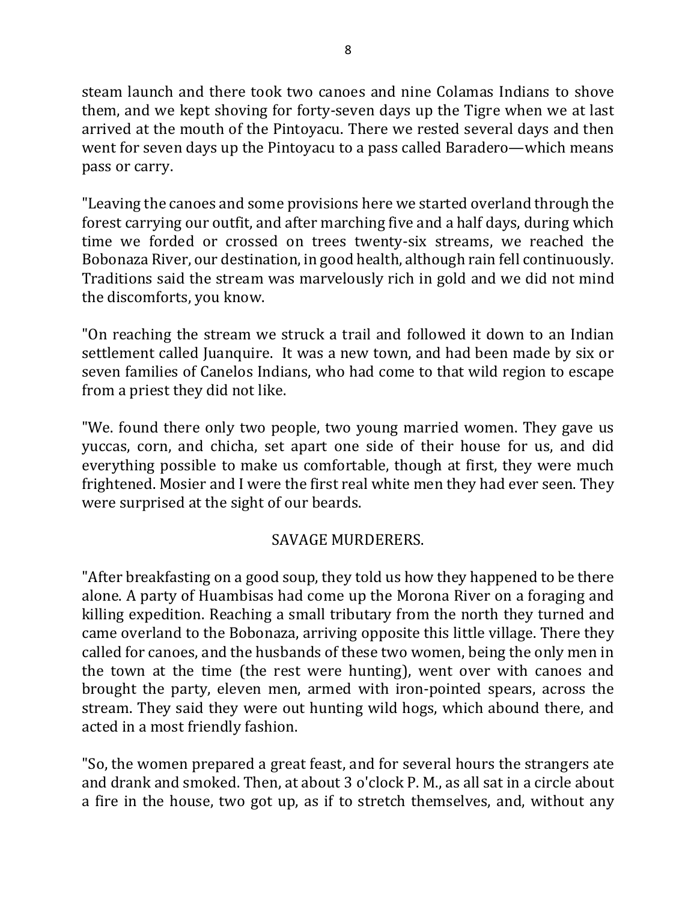steam launch and there took two canoes and nine Colamas Indians to shove them, and we kept shoving for forty-seven days up the Tigre when we at last arrived at the mouth of the Pintoyacu. There we rested several days and then went for seven days up the Pintoyacu to a pass called Baradero—which means pass or carry.

"Leaving the canoes and some provisions here we started overland through the forest carrying our outfit, and after marching five and a half days, during which time we forded or crossed on trees twenty-six streams, we reached the Bobonaza River, our destination, in good health, although rain fell continuously. Traditions said the stream was marvelously rich in gold and we did not mind the discomforts, you know.

"On reaching the stream we struck a trail and followed it down to an Indian settlement called Juanquire. It was a new town, and had been made by six or seven families of Canelos Indians, who had come to that wild region to escape from a priest they did not like.

"We. found there only two people, two young married women. They gave us yuccas, corn, and chicha, set apart one side of their house for us, and did everything possible to make us comfortable, though at first, they were much frightened. Mosier and I were the first real white men they had ever seen. They were surprised at the sight of our beards.

## SAVAGE MURDERERS.

"After breakfasting on a good soup, they told us how they happened to be there alone. A party of Huambisas had come up the Morona River on a foraging and killing expedition. Reaching a small tributary from the north they turned and came overland to the Bobonaza, arriving opposite this little village. There they called for canoes, and the husbands of these two women, being the only men in the town at the time (the rest were hunting), went over with canoes and brought the party, eleven men, armed with iron-pointed spears, across the stream. They said they were out hunting wild hogs, which abound there, and acted in a most friendly fashion.

"So, the women prepared a great feast, and for several hours the strangers ate and drank and smoked. Then, at about 3 o'clock P. M., as all sat in a circle about a fire in the house, two got up, as if to stretch themselves, and, without any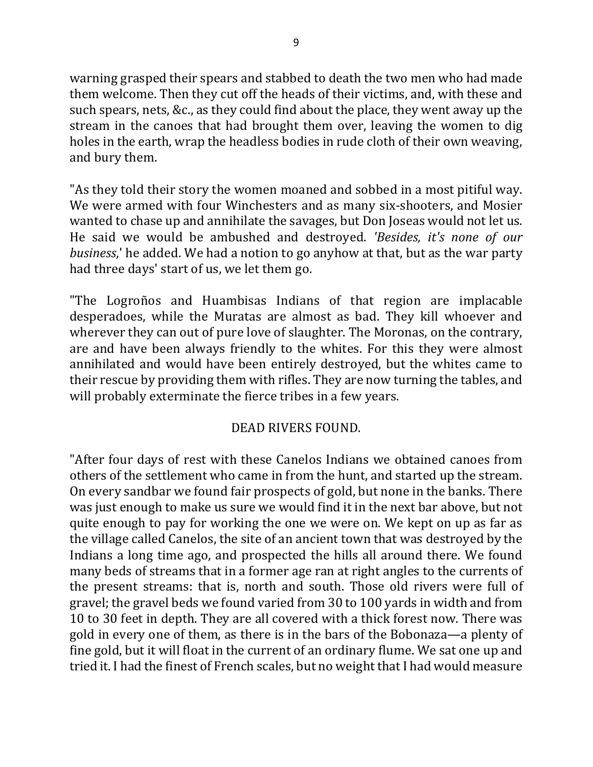warning grasped their spears and stabbed to death the two men who had made them welcome. Then they cut off the heads of their victims, and, with these and such spears, nets, &c., as they could find about the place, they went away up the stream in the canoes that had brought them over, leaving the women to dig holes in the earth, wrap the headless bodies in rude cloth of their own weaving, and bury them.

"As they told their story the women moaned and sobbed in a most pitiful way. We were armed with four Winchesters and as many six-shooters, and Mosier wanted to chase up and annihilate the savages, but Don Joseas would not let us. He said we would be ambushed and destroyed. *'Besides, it's none of our business*,' he added. We had a notion to go anyhow at that, but as the war party had three days' start of us, we let them go.

"The Logroños and Huambisas Indians of that region are implacable desperadoes, while the Muratas are almost as bad. They kill whoever and wherever they can out of pure love of slaughter. The Moronas, on the contrary, are and have been always friendly to the whites. For this they were almost annihilated and would have been entirely destroyed, but the whites came to their rescue by providing them with rifles. They are now turning the tables, and will probably exterminate the fierce tribes in a few years.

## DEAD RIVERS FOUND.

"After four days of rest with these Canelos Indians we obtained canoes from others of the settlement who came in from the hunt, and started up the stream. On every sandbar we found fair prospects of gold, but none in the banks. There was just enough to make us sure we would find it in the next bar above, but not quite enough to pay for working the one we were on. We kept on up as far as the village called Canelos, the site of an ancient town that was destroyed by the Indians a long time ago, and prospected the hills all around there. We found many beds of streams that in a former age ran at right angles to the currents of the present streams: that is, north and south. Those old rivers were full of gravel; the gravel beds we found varied from 30 to 100 yards in width and from 10 to 30 feet in depth. They are all covered with a thick forest now. There was gold in every one of them, as there is in the bars of the Bobonaza—a plenty of fine gold, but it will float in the current of an ordinary flume. We sat one up and tried it. I had the finest of French scales, but no weight that I had would measure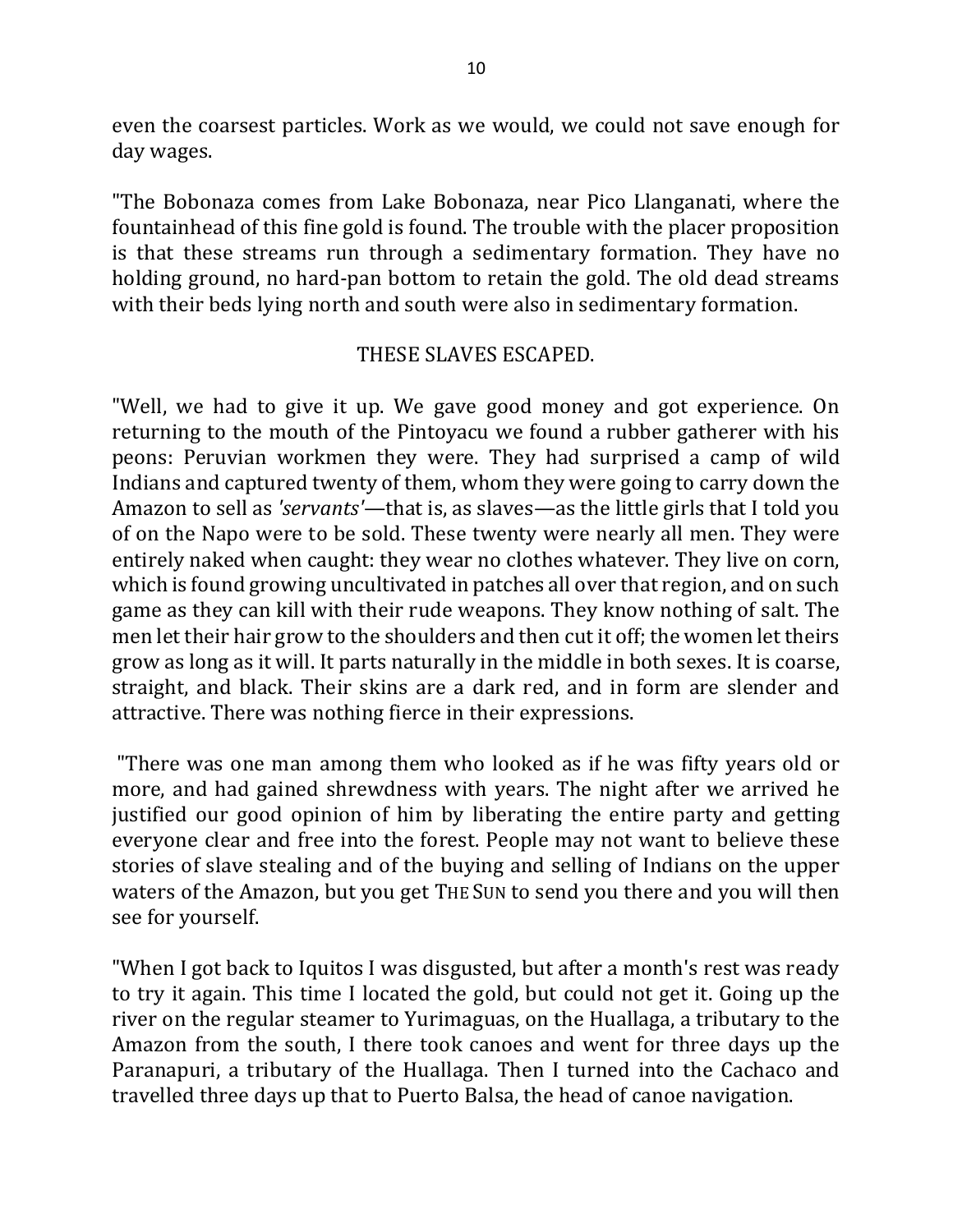even the coarsest particles. Work as we would, we could not save enough for day wages.

"The Bobonaza comes from Lake Bobonaza, near Pico Llanganati, where the fountainhead of this fine gold is found. The trouble with the placer proposition is that these streams run through a sedimentary formation. They have no holding ground, no hard-pan bottom to retain the gold. The old dead streams with their beds lying north and south were also in sedimentary formation.

## THESE SLAVES ESCAPED.

"Well, we had to give it up. We gave good money and got experience. On returning to the mouth of the Pintoyacu we found a rubber gatherer with his peons: Peruvian workmen they were. They had surprised a camp of wild Indians and captured twenty of them, whom they were going to carry down the Amazon to sell as *'servants'*—that is, as slaves—as the little girls that I told you of on the Napo were to be sold. These twenty were nearly all men. They were entirely naked when caught: they wear no clothes whatever. They live on corn, which is found growing uncultivated in patches all over that region, and on such game as they can kill with their rude weapons. They know nothing of salt. The men let their hair grow to the shoulders and then cut it off; the women let theirs grow as long as it will. It parts naturally in the middle in both sexes. It is coarse, straight, and black. Their skins are a dark red, and in form are slender and attractive. There was nothing fierce in their expressions.

"There was one man among them who looked as if he was fifty years old or more, and had gained shrewdness with years. The night after we arrived he justified our good opinion of him by liberating the entire party and getting everyone clear and free into the forest. People may not want to believe these stories of slave stealing and of the buying and selling of Indians on the upper waters of the Amazon, but you get THE SUN to send you there and you will then see for yourself.

"When I got back to Iquitos I was disgusted, but after a month's rest was ready to try it again. This time I located the gold, but could not get it. Going up the river on the regular steamer to Yurimaguas, on the Huallaga, a tributary to the Amazon from the south, I there took canoes and went for three days up the Paranapuri, a tributary of the Huallaga. Then I turned into the Cachaco and travelled three days up that to Puerto Balsa, the head of canoe navigation.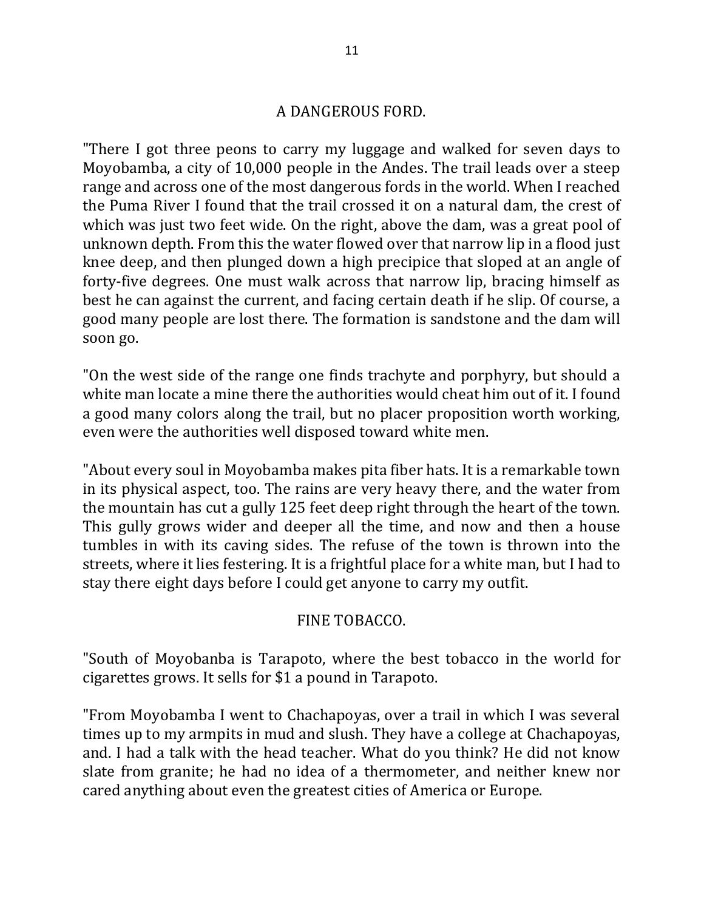## A DANGEROUS FORD.

"There I got three peons to carry my luggage and walked for seven days to Moyobamba, a city of 10,000 people in the Andes. The trail leads over a steep range and across one of the most dangerous fords in the world. When I reached the Puma River I found that the trail crossed it on a natural dam, the crest of which was just two feet wide. On the right, above the dam, was a great pool of unknown depth. From this the water flowed over that narrow lip in a flood just knee deep, and then plunged down a high precipice that sloped at an angle of forty-five degrees. One must walk across that narrow lip, bracing himself as best he can against the current, and facing certain death if he slip. Of course, a good many people are lost there. The formation is sandstone and the dam will soon go.

"On the west side of the range one finds trachyte and porphyry, but should a white man locate a mine there the authorities would cheat him out of it. I found a good many colors along the trail, but no placer proposition worth working, even were the authorities well disposed toward white men.

"About every soul in Moyobamba makes pita fiber hats. It is a remarkable town in its physical aspect, too. The rains are very heavy there, and the water from the mountain has cut a gully 125 feet deep right through the heart of the town. This gully grows wider and deeper all the time, and now and then a house tumbles in with its caving sides. The refuse of the town is thrown into the streets, where it lies festering. It is a frightful place for a white man, but I had to stay there eight days before I could get anyone to carry my outfit.

## FINE TOBACCO.

"South of Moyobanba is Tarapoto, where the best tobacco in the world for cigarettes grows. It sells for $1 a pound in Tarapoto.

"From Moyobamba I went to Chachapoyas, over a trail in which I was several times up to my armpits in mud and slush. They have a college at Chachapoyas, and. I had a talk with the head teacher. What do you think? He did not know slate from granite; he had no idea of a thermometer, and neither knew nor cared anything about even the greatest cities of America or Europe.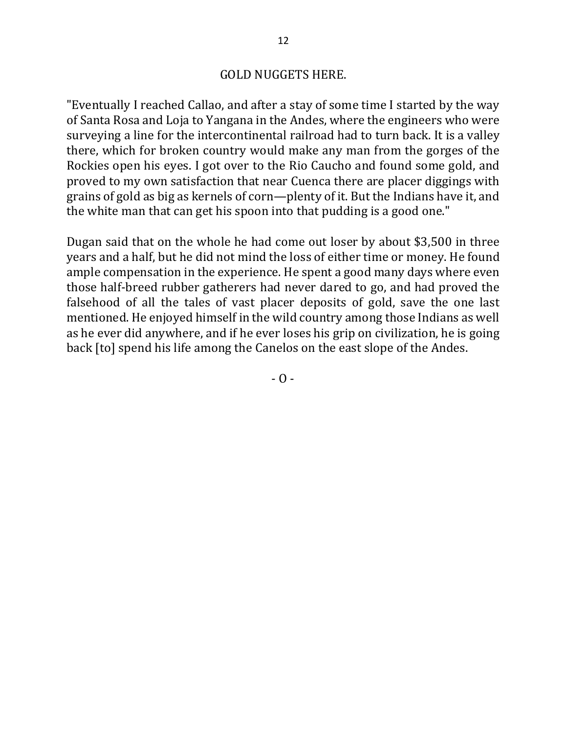## GOLD NUGGETS HERE.

"Eventually I reached Callao, and after a stay of some time I started by the way of Santa Rosa and Loja to Yangana in the Andes, where the engineers who were surveying a line for the intercontinental railroad had to turn back. It is a valley there, which for broken country would make any man from the gorges of the Rockies open his eyes. I got over to the Rio Caucho and found some gold, and proved to my own satisfaction that near Cuenca there are placer diggings with grains of gold as big as kernels of corn—plenty of it. But the Indians have it, and the white man that can get his spoon into that pudding is a good one."

Dugan said that on the whole he had come out loser by about $3,500 in three years and a half, but he did not mind the loss of either time or money. He found ample compensation in the experience. He spent a good many days where even those half-breed rubber gatherers had never dared to go, and had proved the falsehood of all the tales of vast placer deposits of gold, save the one last mentioned. He enjoyed himself in the wild country among those Indians as well as he ever did anywhere, and if he ever loses his grip on civilization, he is going back [to] spend his life among the Canelos on the east slope of the Andes.

- O -